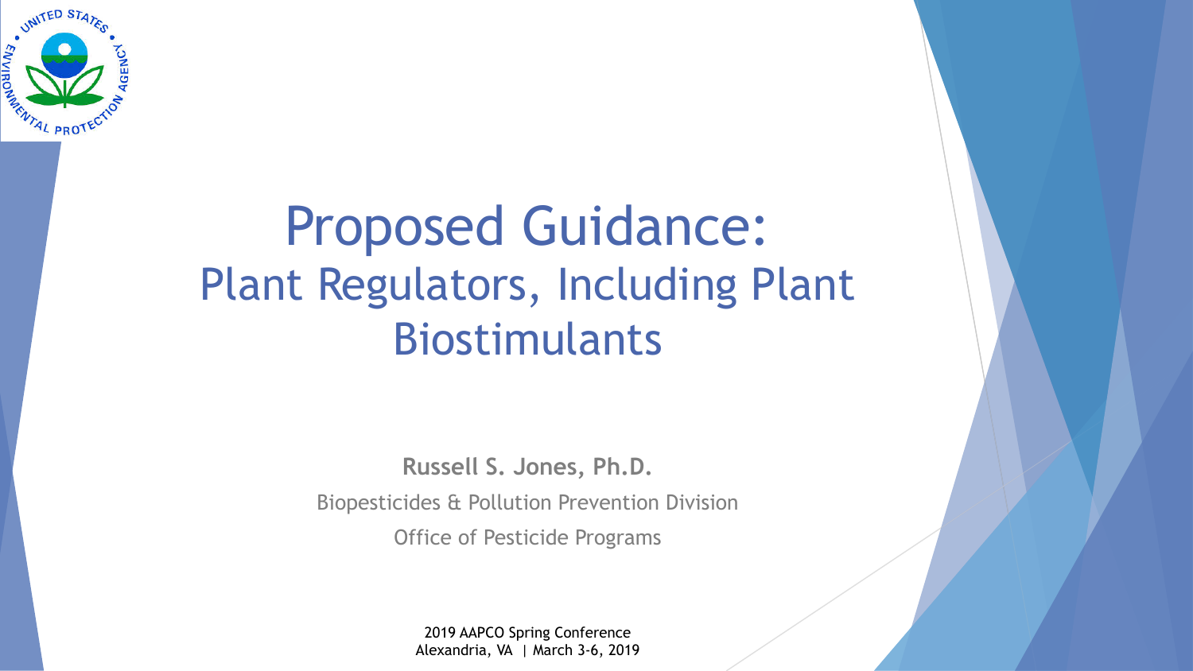# Proposed Guidance:

## Plant Regulators, Including Plant Biostimulants

**Russell S. Jones, Ph.D.**

Biopesticides & Pollution Prevention Division

Office of Pesticide Programs

2019 AAPCO Spring Conference
Alexandria, VA | March 3-6, 2019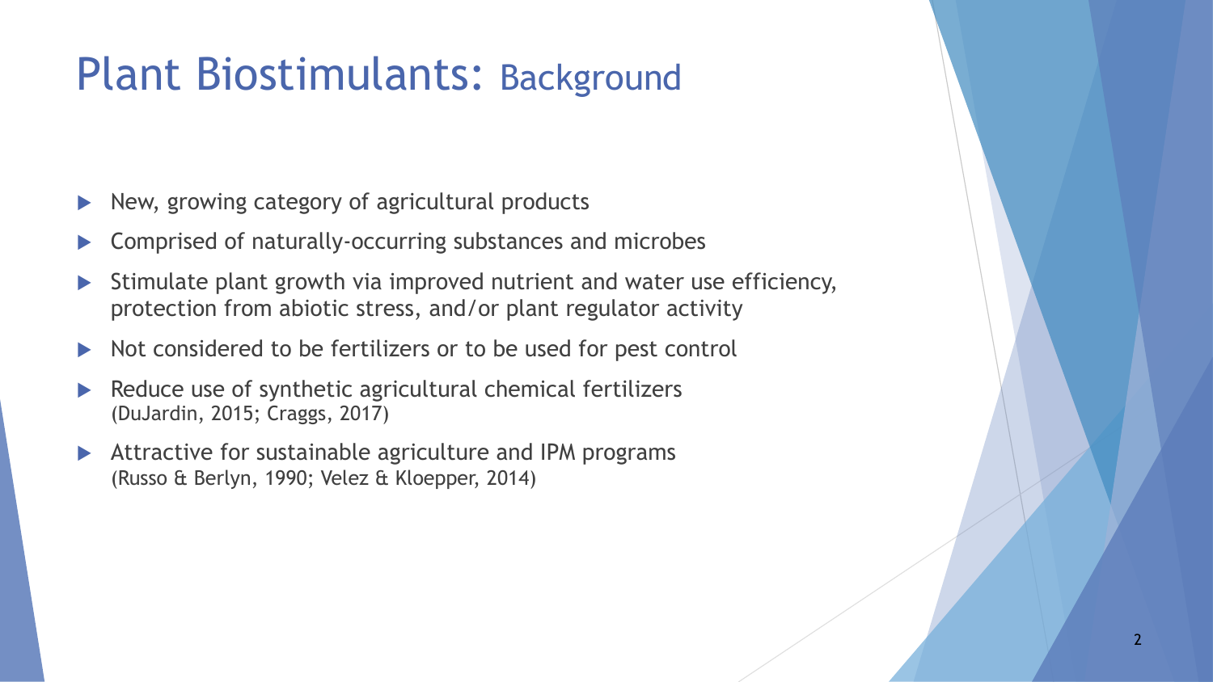# Plant Biostimulants: Background

- New, growing category of agricultural products
- Comprised of naturally-occurring substances and microbes
- Stimulate plant growth via improved nutrient and water use efficiency, protection from abiotic stress, and/or plant regulator activity
- Not considered to be fertilizers or to be used for pest control
- Reduce use of synthetic agricultural chemical fertilizers (DuJardin, 2015; Craggs, 2017)
- Attractive for sustainable agriculture and IPM programs (Russo & Berlyn, 1990; Velez & Kloepper, 2014)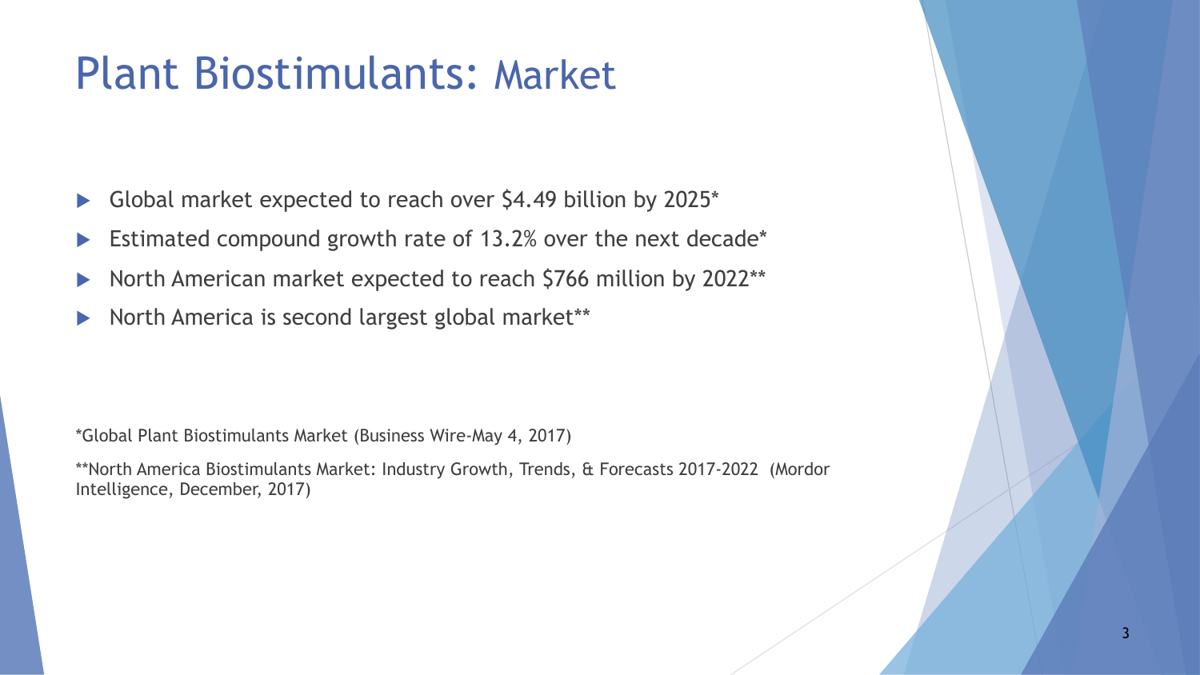# Plant Biostimulants: Market

- Global market expected to reach over $4.49 billion by 2025*
- Estimated compound growth rate of 13.2% over the next decade*
- North American market expected to reach $766 million by 2022**
- North America is second largest global market**

*Global Plant Biostimulants Market (Business Wire-May 4, 2017)

**North America Biostimulants Market: Industry Growth, Trends, & Forecasts 2017-2022 (Mordor Intelligence, December, 2017)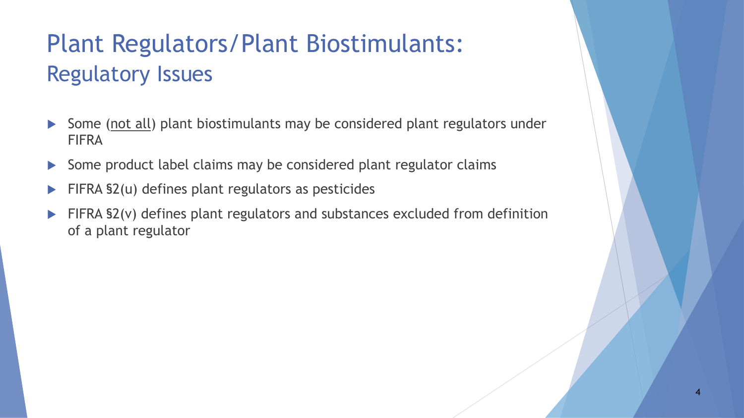# Plant Regulators/Plant Biostimulants:
## Regulatory Issues

- Some (<u>not all</u>) plant biostimulants may be considered plant regulators under FIFRA
- Some product label claims may be considered plant regulator claims
- FIFRA §2(u) defines plant regulators as pesticides
- FIFRA §2(v) defines plant regulators and substances excluded from definition of a plant regulator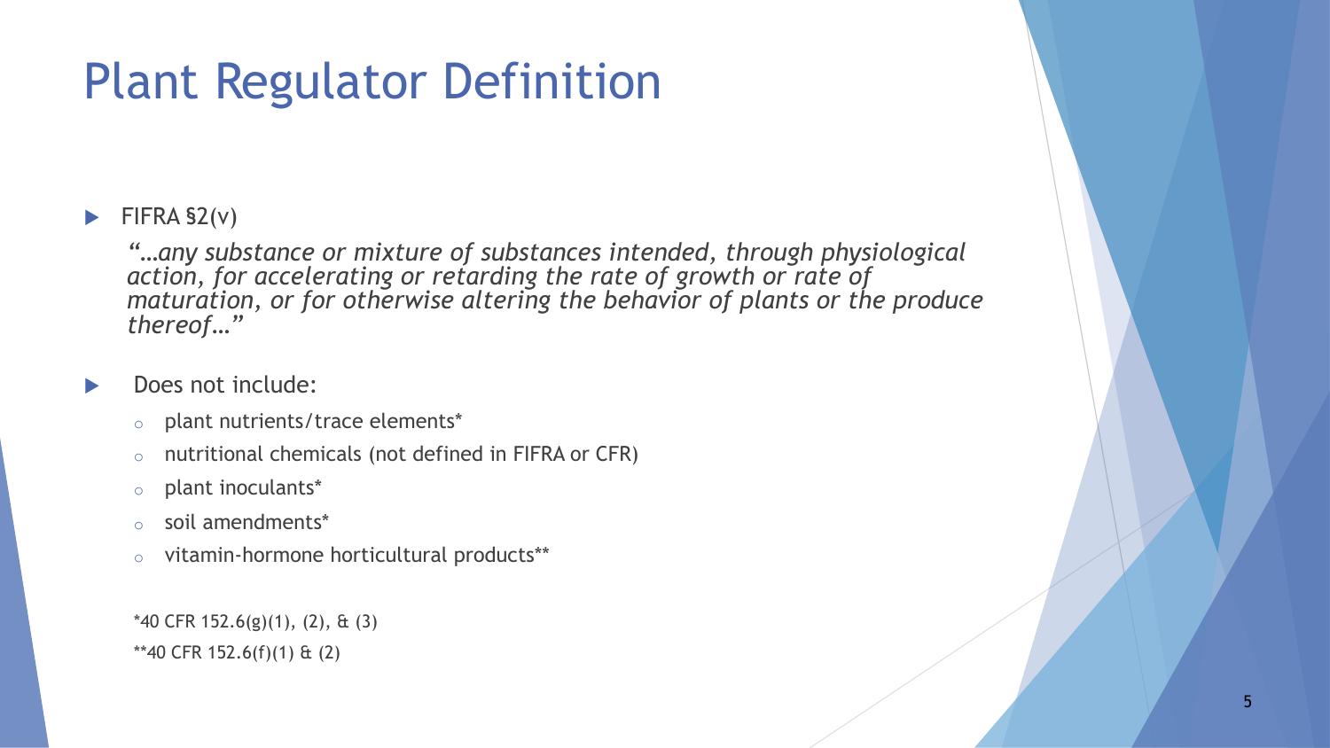# Plant Regulator Definition

- FIFRA §2(v)

  *"…any substance or mixture of substances intended, through physiological action, for accelerating or retarding the rate of growth or rate of maturation, or for otherwise altering the behavior of plants or the produce thereof…"*

- Does not include:
  - plant nutrients/trace elements*
  - nutritional chemicals (not defined in FIFRA or CFR)
  - plant inoculants*
  - soil amendments*
  - vitamin-hormone horticultural products**

  *40 CFR 152.6(g)(1), (2), & (3)

  **40 CFR 152.6(f)(1) & (2)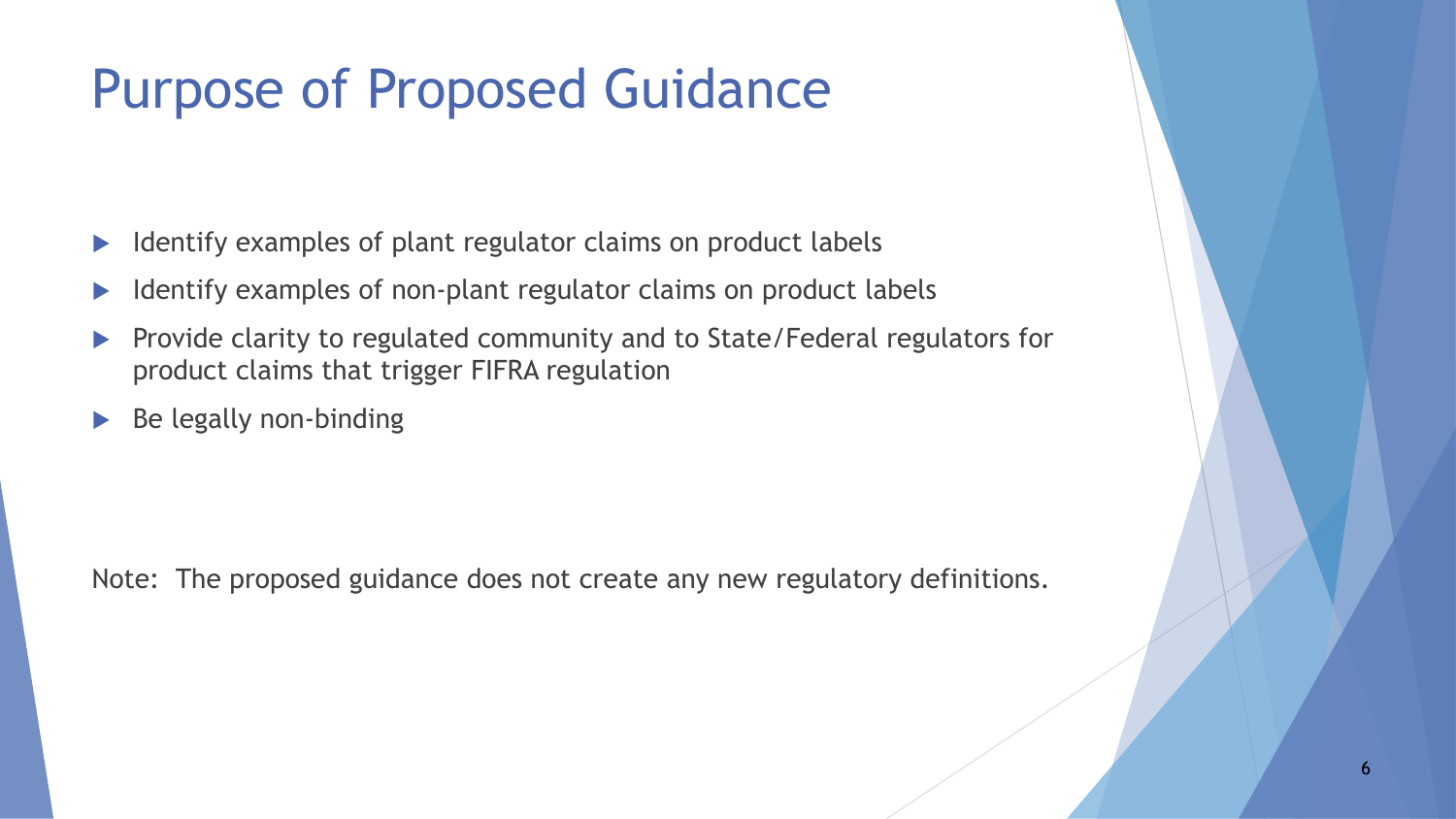# Purpose of Proposed Guidance

- Identify examples of plant regulator claims on product labels
- Identify examples of non-plant regulator claims on product labels
- Provide clarity to regulated community and to State/Federal regulators for product claims that trigger FIFRA regulation
- Be legally non-binding

Note: The proposed guidance does not create any new regulatory definitions.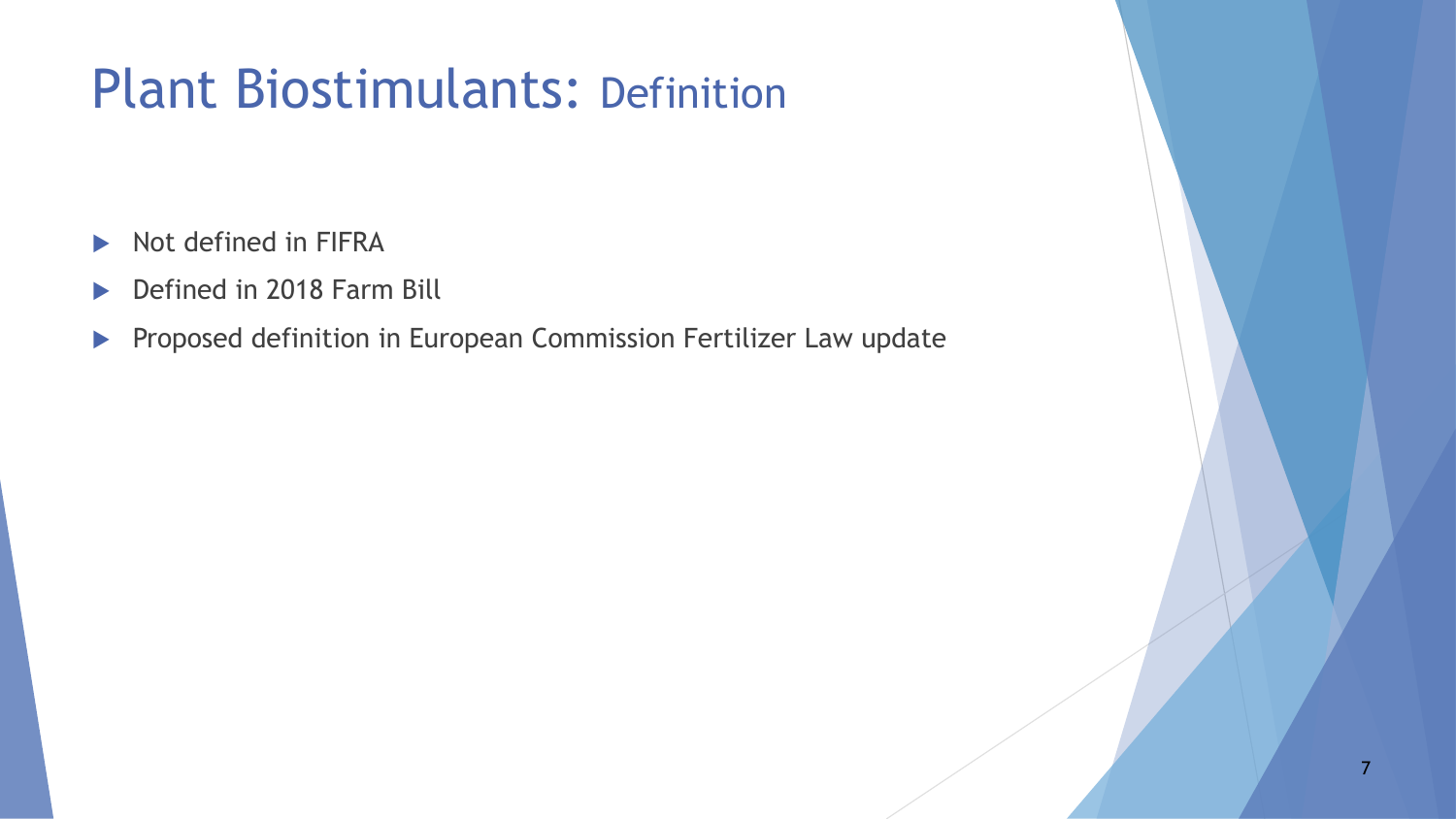# Plant Biostimulants: Definition

- Not defined in FIFRA
- Defined in 2018 Farm Bill
- Proposed definition in European Commission Fertilizer Law update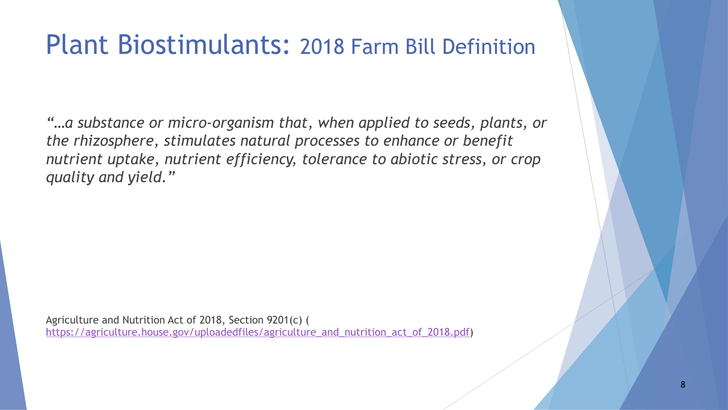# Plant Biostimulants: 2018 Farm Bill Definition

*"…a substance or micro-organism that, when applied to seeds, plants, or the rhizosphere, stimulates natural processes to enhance or benefit nutrient uptake, nutrient efficiency, tolerance to abiotic stress, or crop quality and yield."*

Agriculture and Nutrition Act of 2018, Section 9201(c) ( https://agriculture.house.gov/uploadedfiles/agriculture_and_nutrition_act_of_2018.pdf)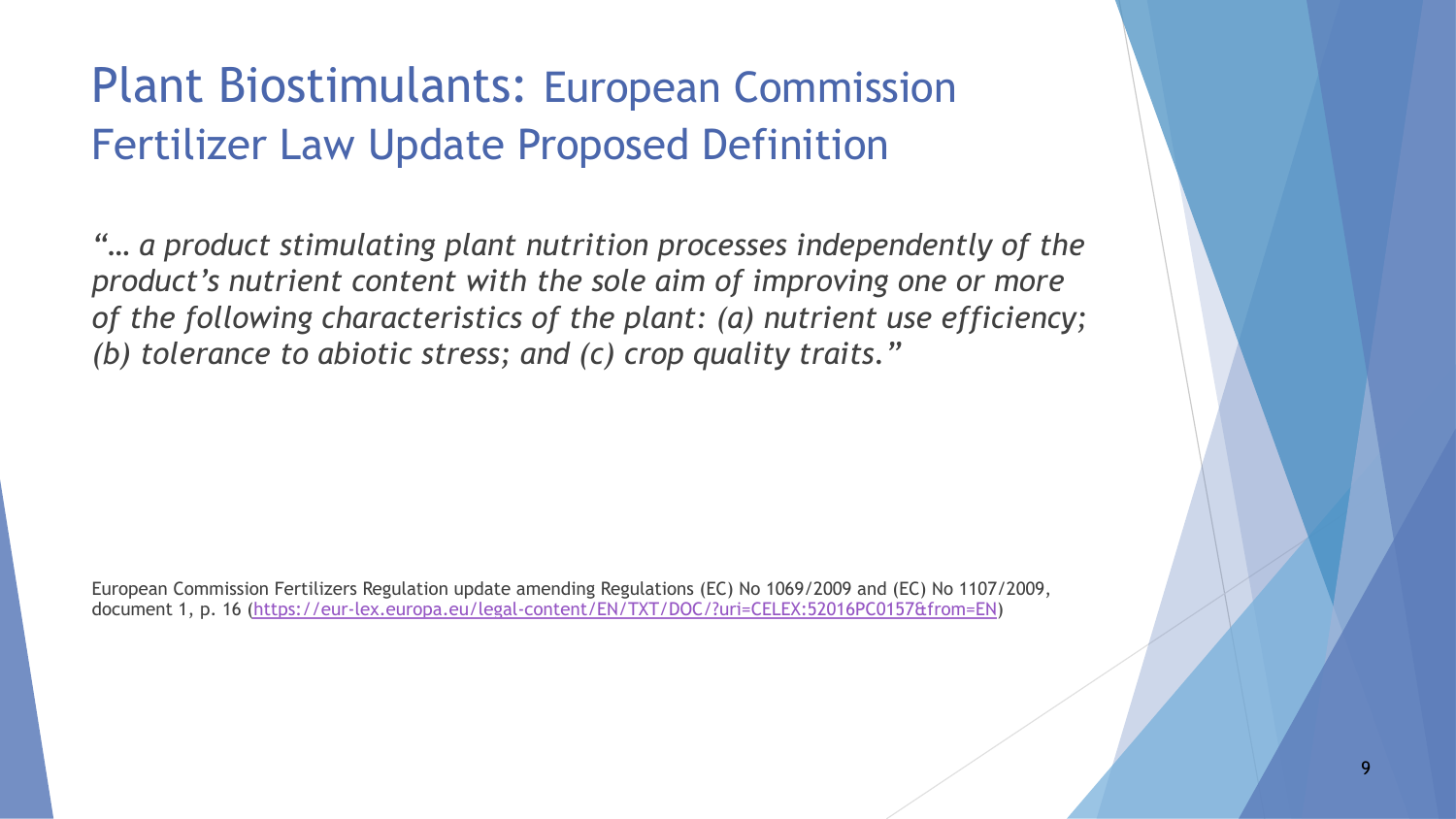# Plant Biostimulants: European Commission Fertilizer Law Update Proposed Definition

*"… a product stimulating plant nutrition processes independently of the product's nutrient content with the sole aim of improving one or more of the following characteristics of the plant: (a) nutrient use efficiency; (b) tolerance to abiotic stress; and (c) crop quality traits."*

European Commission Fertilizers Regulation update amending Regulations (EC) No 1069/2009 and (EC) No 1107/2009, document 1, p. 16 (https://eur-lex.europa.eu/legal-content/EN/TXT/DOC/?uri=CELEX:52016PC0157&from=EN)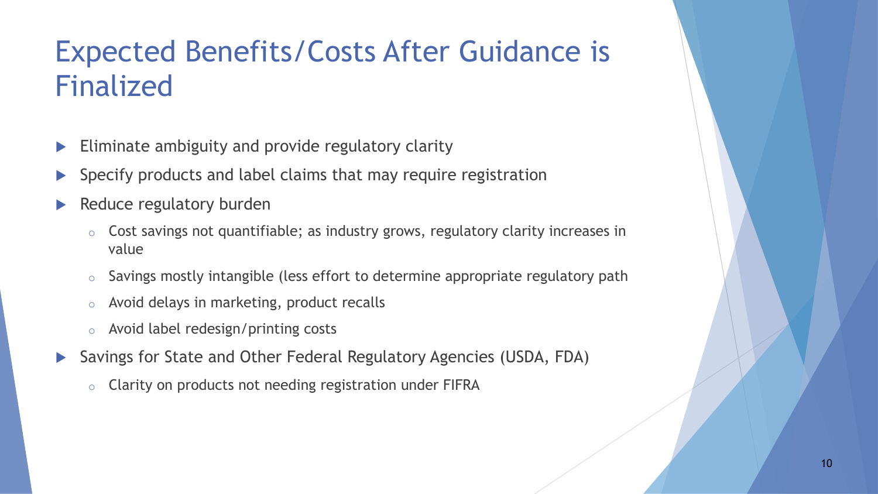# Expected Benefits/Costs After Guidance is Finalized

- Eliminate ambiguity and provide regulatory clarity
- Specify products and label claims that may require registration
- Reduce regulatory burden
  - Cost savings not quantifiable; as industry grows, regulatory clarity increases in value
  - Savings mostly intangible (less effort to determine appropriate regulatory path
  - Avoid delays in marketing, product recalls
  - Avoid label redesign/printing costs
- Savings for State and Other Federal Regulatory Agencies (USDA, FDA)
  - Clarity on products not needing registration under FIFRA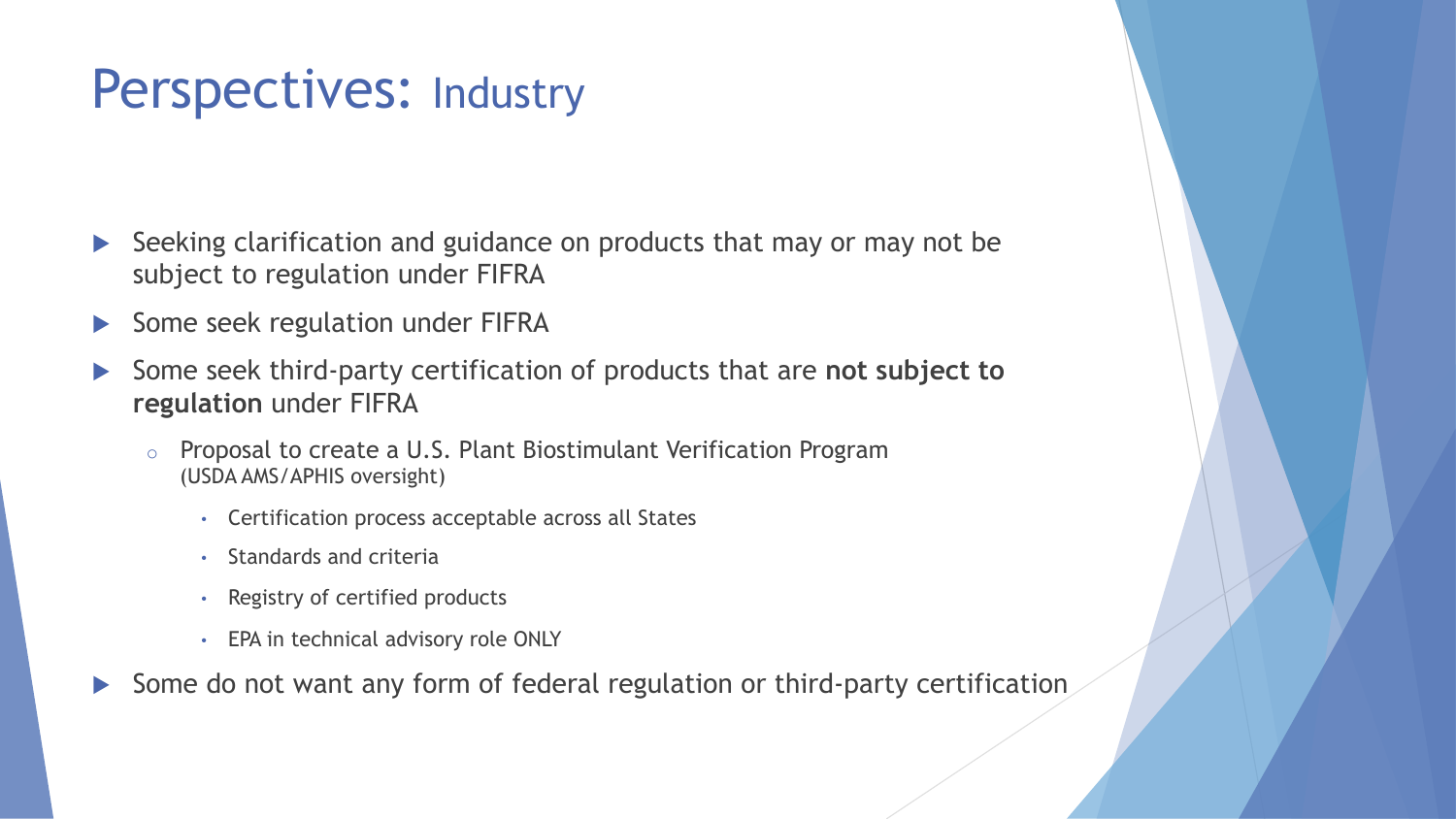# Perspectives: Industry

- Seeking clarification and guidance on products that may or may not be subject to regulation under FIFRA
- Some seek regulation under FIFRA
- Some seek third-party certification of products that are **not subject to regulation** under FIFRA
  - Proposal to create a U.S. Plant Biostimulant Verification Program (USDA AMS/APHIS oversight)
    - Certification process acceptable across all States
    - Standards and criteria
    - Registry of certified products
    - EPA in technical advisory role ONLY
- Some do not want any form of federal regulation or third-party certification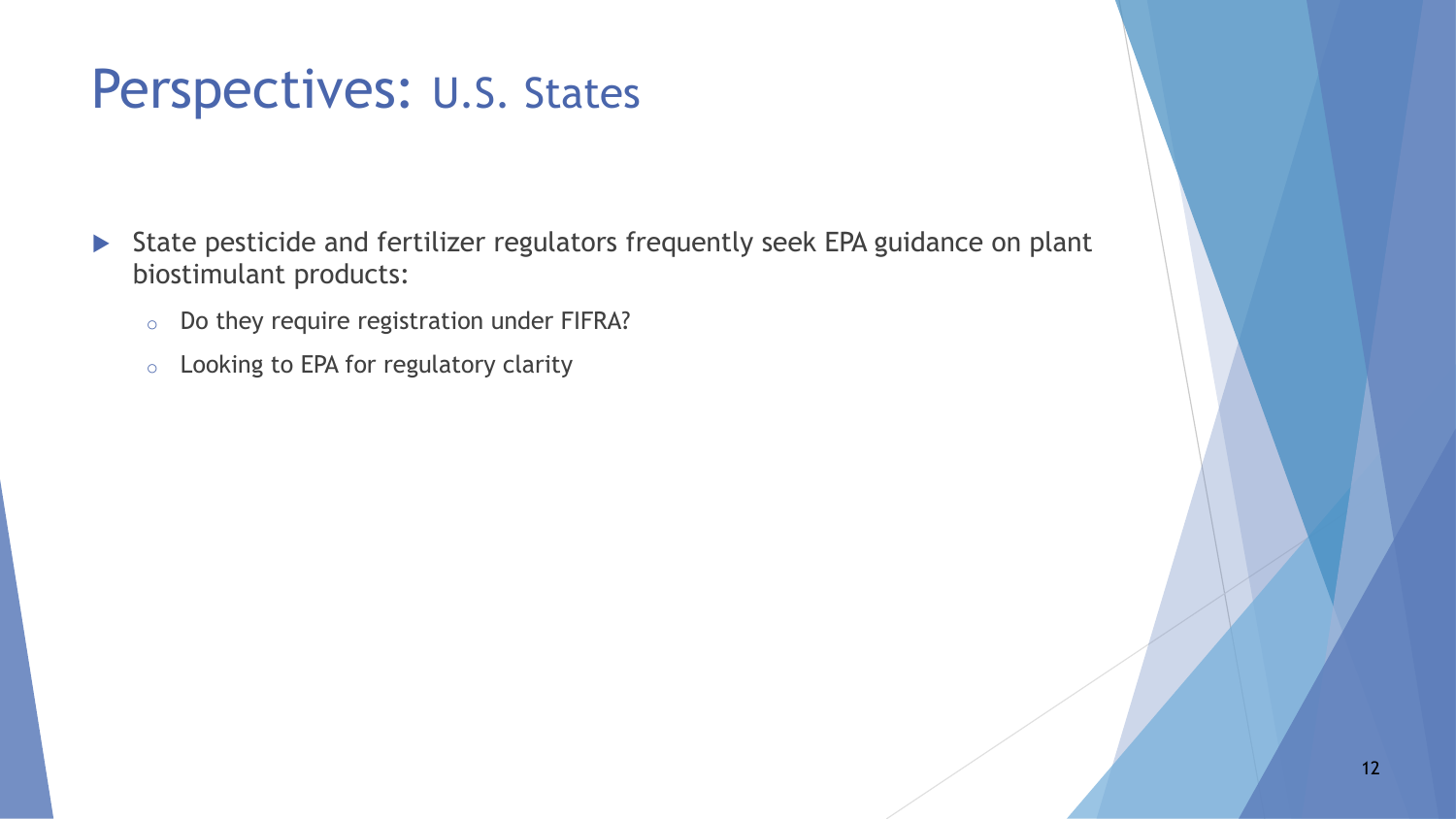# Perspectives: U.S. States

- State pesticide and fertilizer regulators frequently seek EPA guidance on plant biostimulant products:
  - Do they require registration under FIFRA?
  - Looking to EPA for regulatory clarity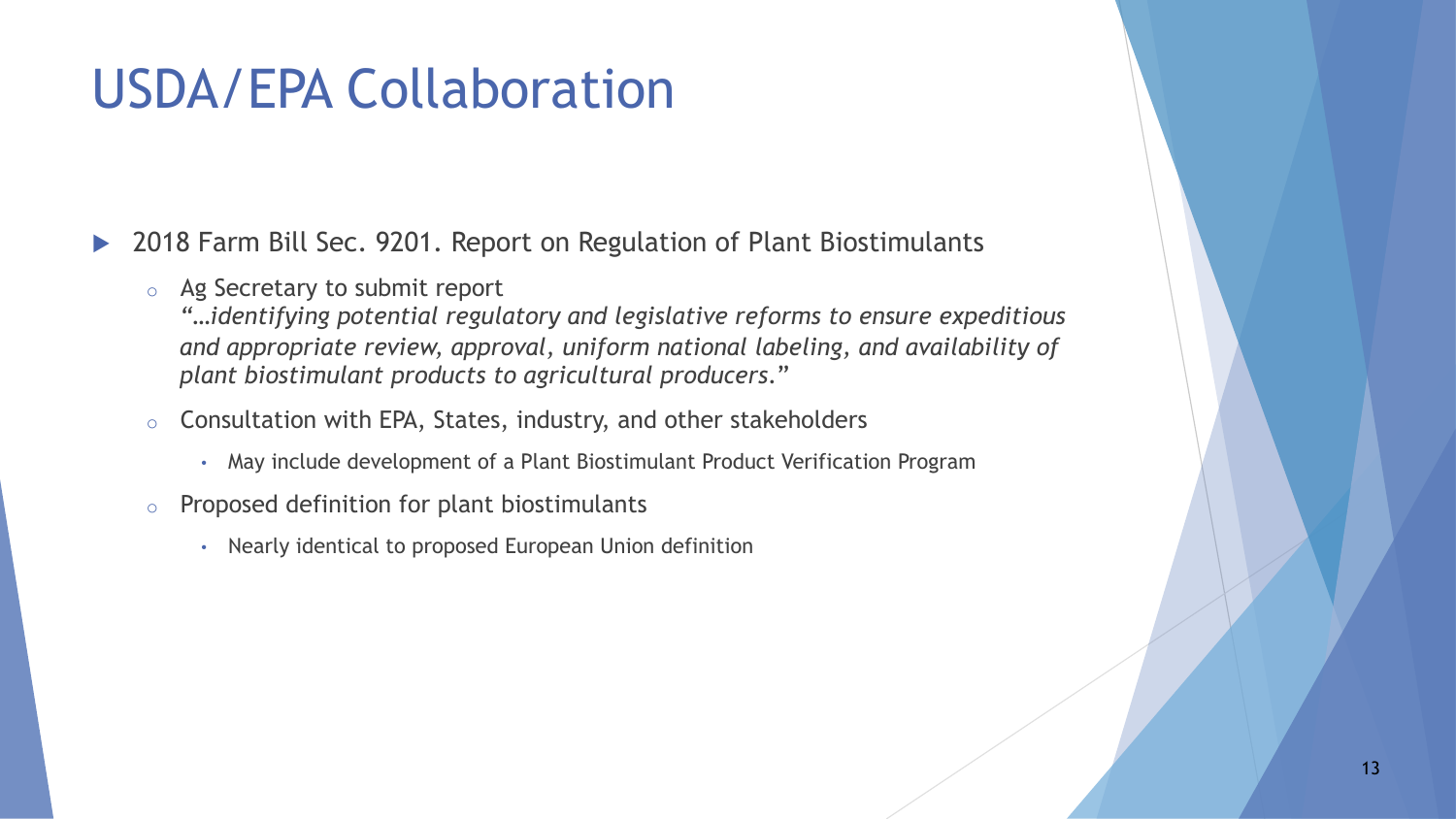# USDA/EPA Collaboration

- 2018 Farm Bill Sec. 9201. Report on Regulation of Plant Biostimulants
  - Ag Secretary to submit report
    *"…identifying potential regulatory and legislative reforms to ensure expeditious and appropriate review, approval, uniform national labeling, and availability of plant biostimulant products to agricultural producers."*
  - Consultation with EPA, States, industry, and other stakeholders
    - May include development of a Plant Biostimulant Product Verification Program
  - Proposed definition for plant biostimulants
    - Nearly identical to proposed European Union definition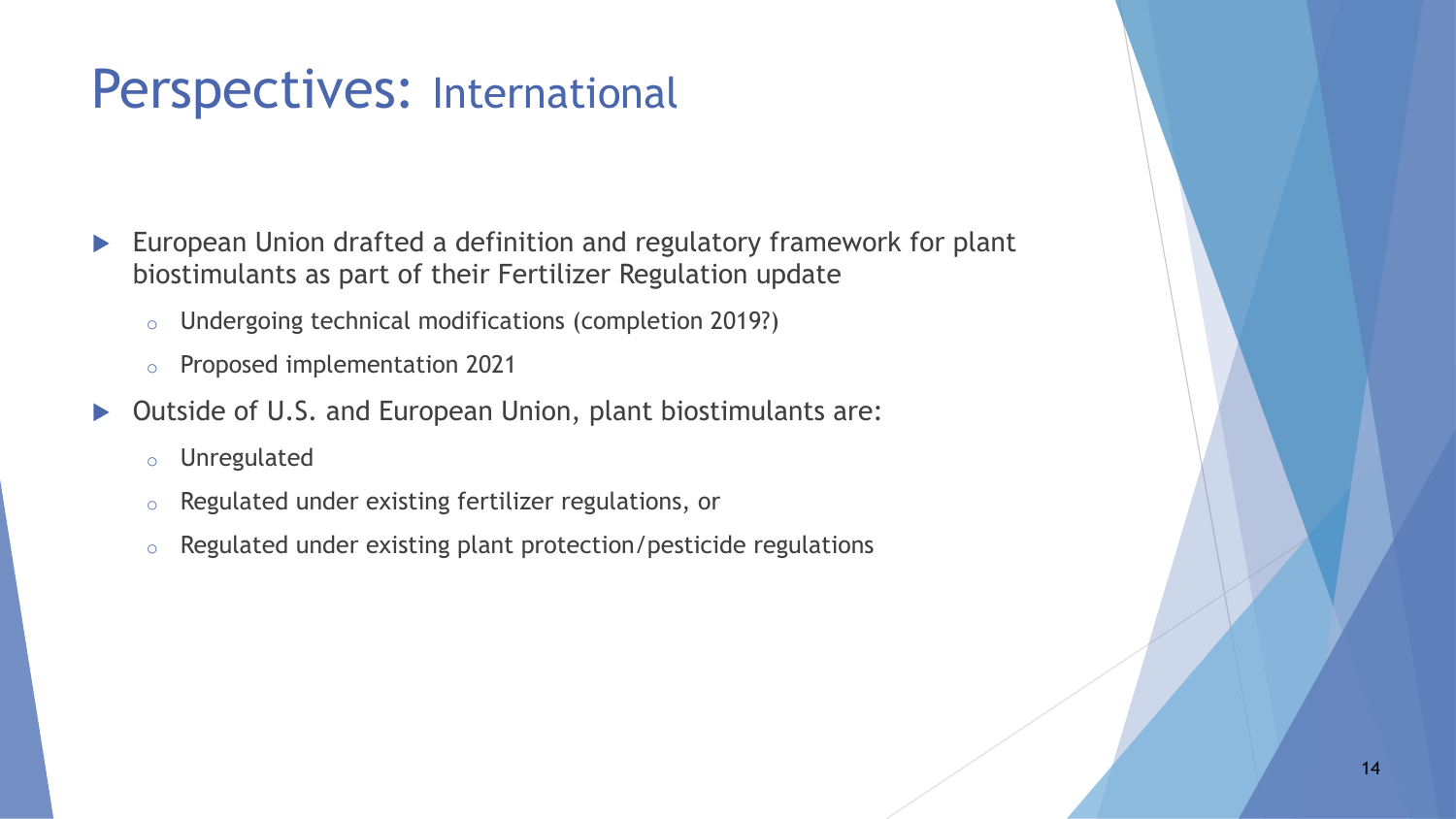# Perspectives: International

- European Union drafted a definition and regulatory framework for plant biostimulants as part of their Fertilizer Regulation update
  - Undergoing technical modifications (completion 2019?)
  - Proposed implementation 2021
- Outside of U.S. and European Union, plant biostimulants are:
  - Unregulated
  - Regulated under existing fertilizer regulations, or
  - Regulated under existing plant protection/pesticide regulations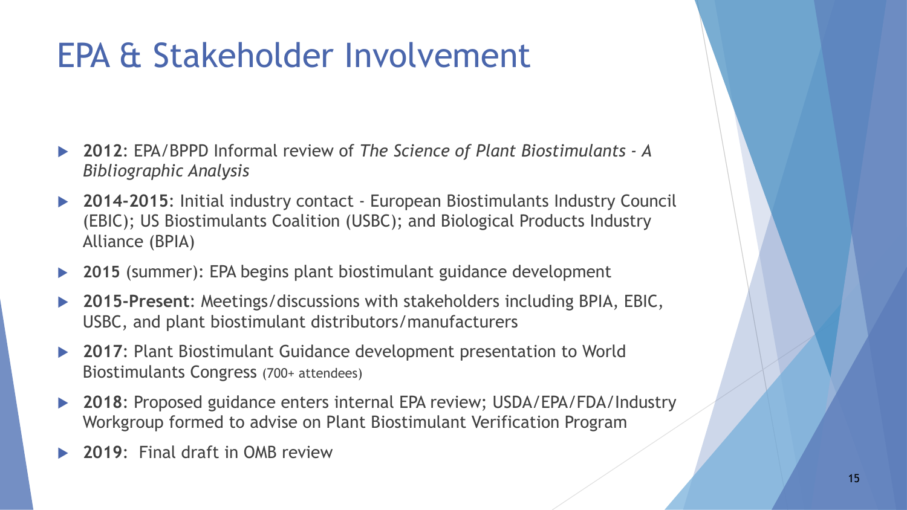# EPA & Stakeholder Involvement

- **2012**: EPA/BPPD Informal review of *The Science of Plant Biostimulants - A Bibliographic Analysis*
- **2014-2015**: Initial industry contact - European Biostimulants Industry Council (EBIC); US Biostimulants Coalition (USBC); and Biological Products Industry Alliance (BPIA)
- **2015** (summer): EPA begins plant biostimulant guidance development
- **2015-Present**: Meetings/discussions with stakeholders including BPIA, EBIC, USBC, and plant biostimulant distributors/manufacturers
- **2017**: Plant Biostimulant Guidance development presentation to World Biostimulants Congress (700+ attendees)
- **2018**: Proposed guidance enters internal EPA review; USDA/EPA/FDA/Industry Workgroup formed to advise on Plant Biostimulant Verification Program
- **2019**: Final draft in OMB review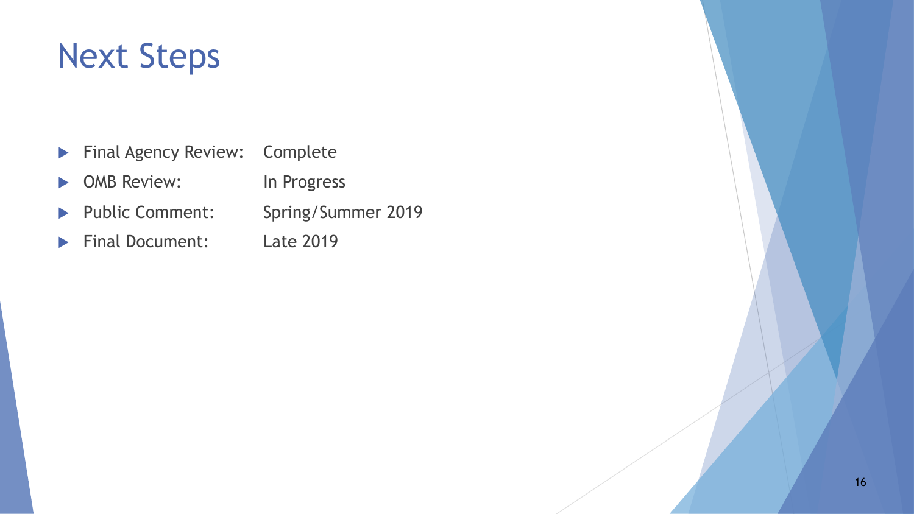# Next Steps

- Final Agency Review: Complete
- OMB Review: In Progress
- Public Comment: Spring/Summer 2019
- Final Document: Late 2019